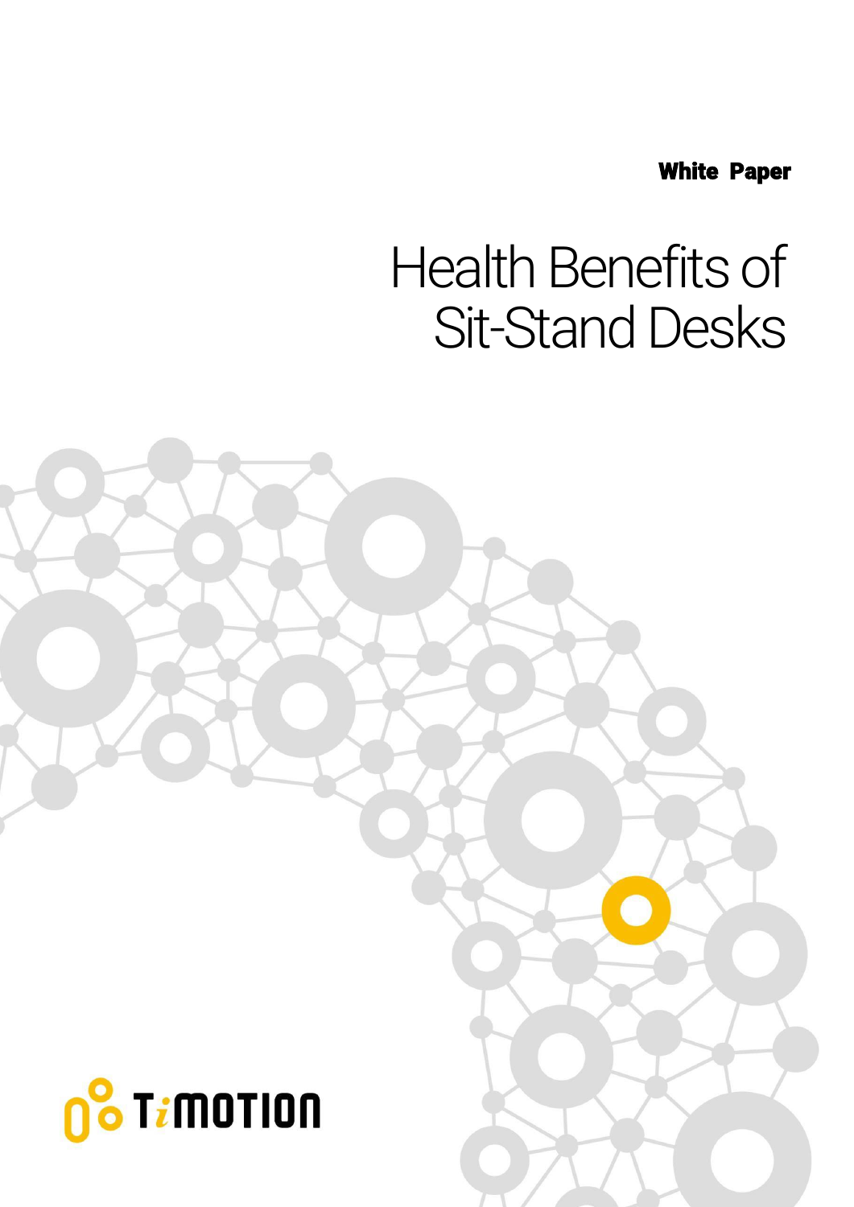**White Paper**

# Health Benefits of Sit-Stand Desks

TiMOTION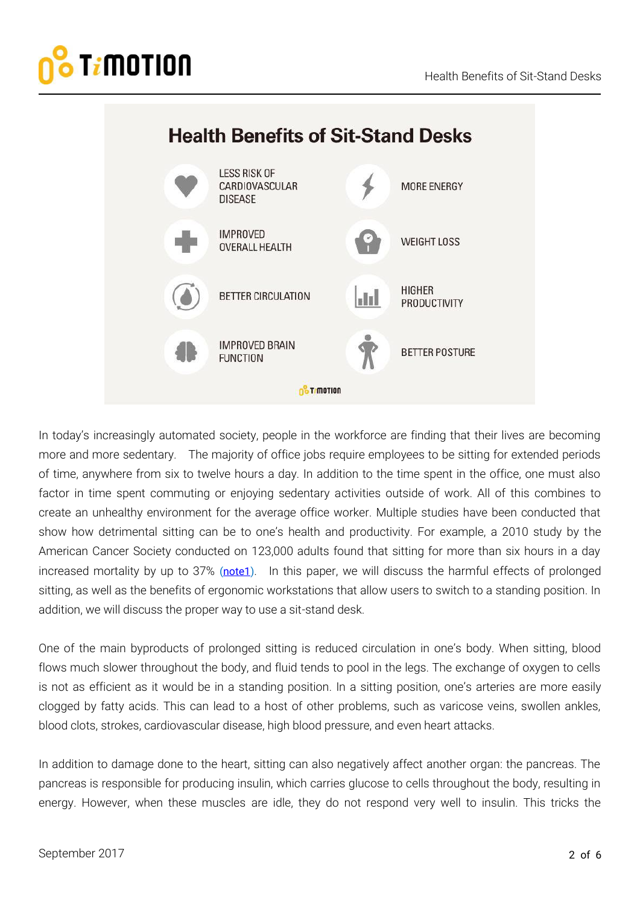## Health Benefits of Sit-Stand Desks

- LESS RISK OF CARDIOVASCULAR DISEASE
- MORE ENERGY
- IMPROVED OVERALL HEALTH
- WEIGHT LOSS
- BETTER CIRCULATION
- HIGHER PRODUCTIVITY
- IMPROVED BRAIN FUNCTION
- BETTER POSTURE

In today's increasingly automated society, people in the workforce are finding that their lives are becoming more and more sedentary. The majority of office jobs require employees to be sitting for extended periods of time, anywhere from six to twelve hours a day. In addition to the time spent in the office, one must also factor in time spent commuting or enjoying sedentary activities outside of work. All of this combines to create an unhealthy environment for the average office worker. Multiple studies have been conducted that show how detrimental sitting can be to one's health and productivity. For example, a 2010 study by the American Cancer Society conducted on 123,000 adults found that sitting for more than six hours in a day increased mortality by up to 37% (note1). In this paper, we will discuss the harmful effects of prolonged sitting, as well as the benefits of ergonomic workstations that allow users to switch to a standing position. In addition, we will discuss the proper way to use a sit-stand desk.

One of the main byproducts of prolonged sitting is reduced circulation in one's body. When sitting, blood flows much slower throughout the body, and fluid tends to pool in the legs. The exchange of oxygen to cells is not as efficient as it would be in a standing position. In a sitting position, one's arteries are more easily clogged by fatty acids. This can lead to a host of other problems, such as varicose veins, swollen ankles, blood clots, strokes, cardiovascular disease, high blood pressure, and even heart attacks.

In addition to damage done to the heart, sitting can also negatively affect another organ: the pancreas. The pancreas is responsible for producing insulin, which carries glucose to cells throughout the body, resulting in energy. However, when these muscles are idle, they do not respond very well to insulin. This tricks the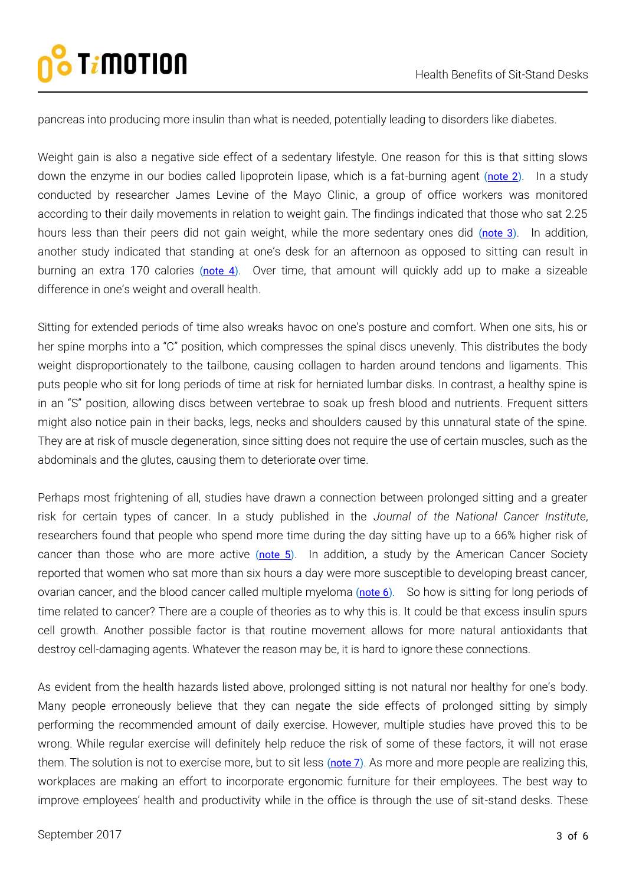pancreas into producing more insulin than what is needed, potentially leading to disorders like diabetes.

Weight gain is also a negative side effect of a sedentary lifestyle. One reason for this is that sitting slows down the enzyme in our bodies called lipoprotein lipase, which is a fat-burning agent (note 2). In a study conducted by researcher James Levine of the Mayo Clinic, a group of office workers was monitored according to their daily movements in relation to weight gain. The findings indicated that those who sat 2.25 hours less than their peers did not gain weight, while the more sedentary ones did (note 3). In addition, another study indicated that standing at one's desk for an afternoon as opposed to sitting can result in burning an extra 170 calories (note 4). Over time, that amount will quickly add up to make a sizeable difference in one's weight and overall health.

Sitting for extended periods of time also wreaks havoc on one's posture and comfort. When one sits, his or her spine morphs into a "C" position, which compresses the spinal discs unevenly. This distributes the body weight disproportionately to the tailbone, causing collagen to harden around tendons and ligaments. This puts people who sit for long periods of time at risk for herniated lumbar disks. In contrast, a healthy spine is in an "S" position, allowing discs between vertebrae to soak up fresh blood and nutrients. Frequent sitters might also notice pain in their backs, legs, necks and shoulders caused by this unnatural state of the spine. They are at risk of muscle degeneration, since sitting does not require the use of certain muscles, such as the abdominals and the glutes, causing them to deteriorate over time.

Perhaps most frightening of all, studies have drawn a connection between prolonged sitting and a greater risk for certain types of cancer. In a study published in the *Journal of the National Cancer Institute*, researchers found that people who spend more time during the day sitting have up to a 66% higher risk of cancer than those who are more active (note 5). In addition, a study by the American Cancer Society reported that women who sat more than six hours a day were more susceptible to developing breast cancer, ovarian cancer, and the blood cancer called multiple myeloma (note 6). So how is sitting for long periods of time related to cancer? There are a couple of theories as to why this is. It could be that excess insulin spurs cell growth. Another possible factor is that routine movement allows for more natural antioxidants that destroy cell-damaging agents. Whatever the reason may be, it is hard to ignore these connections.

As evident from the health hazards listed above, prolonged sitting is not natural nor healthy for one's body. Many people erroneously believe that they can negate the side effects of prolonged sitting by simply performing the recommended amount of daily exercise. However, multiple studies have proved this to be wrong. While regular exercise will definitely help reduce the risk of some of these factors, it will not erase them. The solution is not to exercise more, but to sit less (note 7). As more and more people are realizing this, workplaces are making an effort to incorporate ergonomic furniture for their employees. The best way to improve employees' health and productivity while in the office is through the use of sit-stand desks. These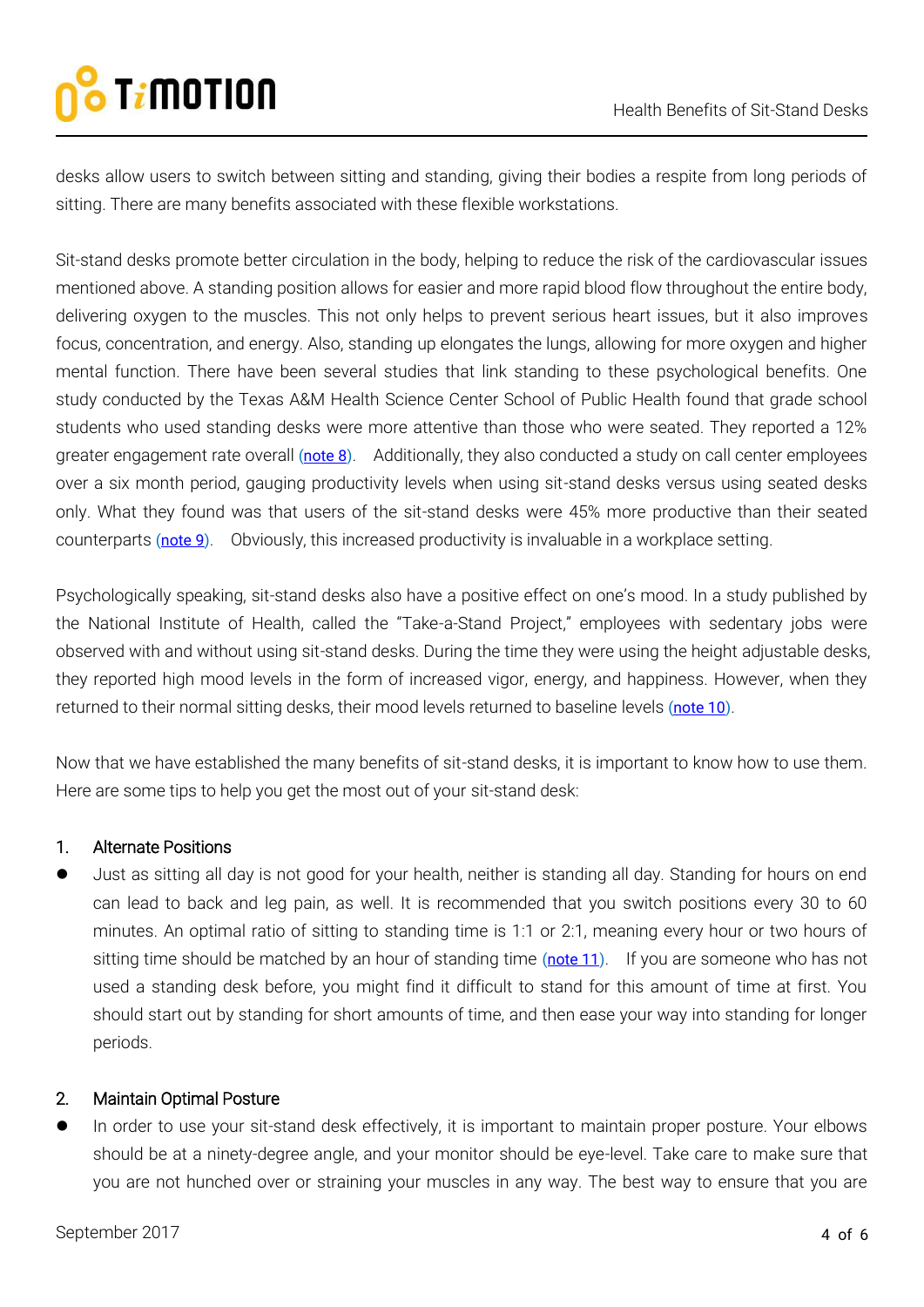desks allow users to switch between sitting and standing, giving their bodies a respite from long periods of sitting. There are many benefits associated with these flexible workstations.

Sit-stand desks promote better circulation in the body, helping to reduce the risk of the cardiovascular issues mentioned above. A standing position allows for easier and more rapid blood flow throughout the entire body, delivering oxygen to the muscles. This not only helps to prevent serious heart issues, but it also improves focus, concentration, and energy. Also, standing up elongates the lungs, allowing for more oxygen and higher mental function. There have been several studies that link standing to these psychological benefits. One study conducted by the Texas A&M Health Science Center School of Public Health found that grade school students who used standing desks were more attentive than those who were seated. They reported a 12% greater engagement rate overall (note 8). Additionally, they also conducted a study on call center employees over a six month period, gauging productivity levels when using sit-stand desks versus using seated desks only. What they found was that users of the sit-stand desks were 45% more productive than their seated counterparts (note 9). Obviously, this increased productivity is invaluable in a workplace setting.

Psychologically speaking, sit-stand desks also have a positive effect on one's mood. In a study published by the National Institute of Health, called the "Take-a-Stand Project," employees with sedentary jobs were observed with and without using sit-stand desks. During the time they were using the height adjustable desks, they reported high mood levels in the form of increased vigor, energy, and happiness. However, when they returned to their normal sitting desks, their mood levels returned to baseline levels (note 10).

Now that we have established the many benefits of sit-stand desks, it is important to know how to use them. Here are some tips to help you get the most out of your sit-stand desk:

1. Alternate Positions
   - Just as sitting all day is not good for your health, neither is standing all day. Standing for hours on end can lead to back and leg pain, as well. It is recommended that you switch positions every 30 to 60 minutes. An optimal ratio of sitting to standing time is 1:1 or 2:1, meaning every hour or two hours of sitting time should be matched by an hour of standing time (note 11). If you are someone who has not used a standing desk before, you might find it difficult to stand for this amount of time at first. You should start out by standing for short amounts of time, and then ease your way into standing for longer periods.

2. Maintain Optimal Posture
   - In order to use your sit-stand desk effectively, it is important to maintain proper posture. Your elbows should be at a ninety-degree angle, and your monitor should be eye-level. Take care to make sure that you are not hunched over or straining your muscles in any way. The best way to ensure that you are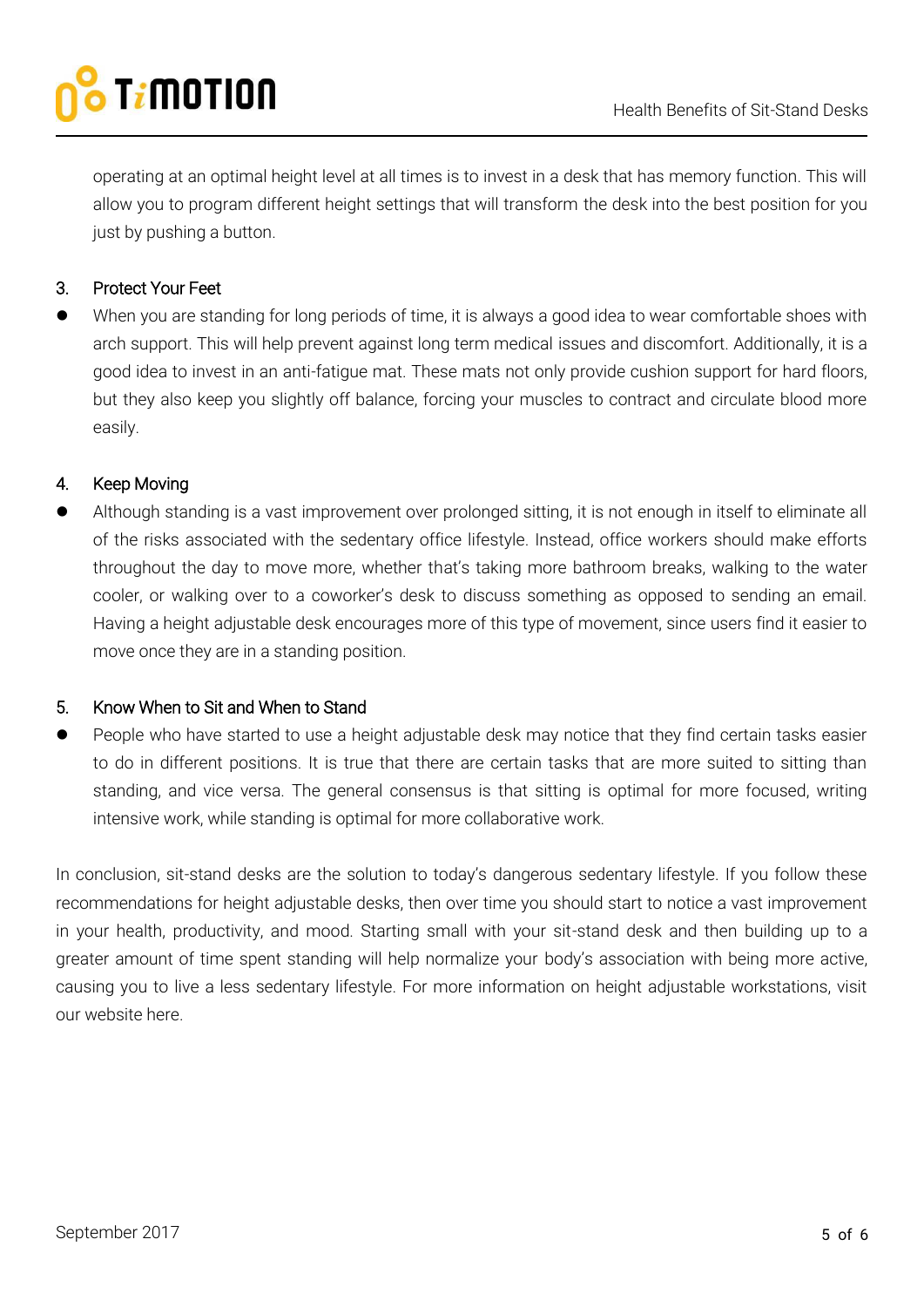operating at an optimal height level at all times is to invest in a desk that has memory function. This will allow you to program different height settings that will transform the desk into the best position for you just by pushing a button.

3. Protect Your Feet

- When you are standing for long periods of time, it is always a good idea to wear comfortable shoes with arch support. This will help prevent against long term medical issues and discomfort. Additionally, it is a good idea to invest in an anti-fatigue mat. These mats not only provide cushion support for hard floors, but they also keep you slightly off balance, forcing your muscles to contract and circulate blood more easily.

4. Keep Moving

- Although standing is a vast improvement over prolonged sitting, it is not enough in itself to eliminate all of the risks associated with the sedentary office lifestyle. Instead, office workers should make efforts throughout the day to move more, whether that's taking more bathroom breaks, walking to the water cooler, or walking over to a coworker's desk to discuss something as opposed to sending an email. Having a height adjustable desk encourages more of this type of movement, since users find it easier to move once they are in a standing position.

5. Know When to Sit and When to Stand

- People who have started to use a height adjustable desk may notice that they find certain tasks easier to do in different positions. It is true that there are certain tasks that are more suited to sitting than standing, and vice versa. The general consensus is that sitting is optimal for more focused, writing intensive work, while standing is optimal for more collaborative work.

In conclusion, sit-stand desks are the solution to today's dangerous sedentary lifestyle. If you follow these recommendations for height adjustable desks, then over time you should start to notice a vast improvement in your health, productivity, and mood. Starting small with your sit-stand desk and then building up to a greater amount of time spent standing will help normalize your body's association with being more active, causing you to live a less sedentary lifestyle. For more information on height adjustable workstations, visit our website here.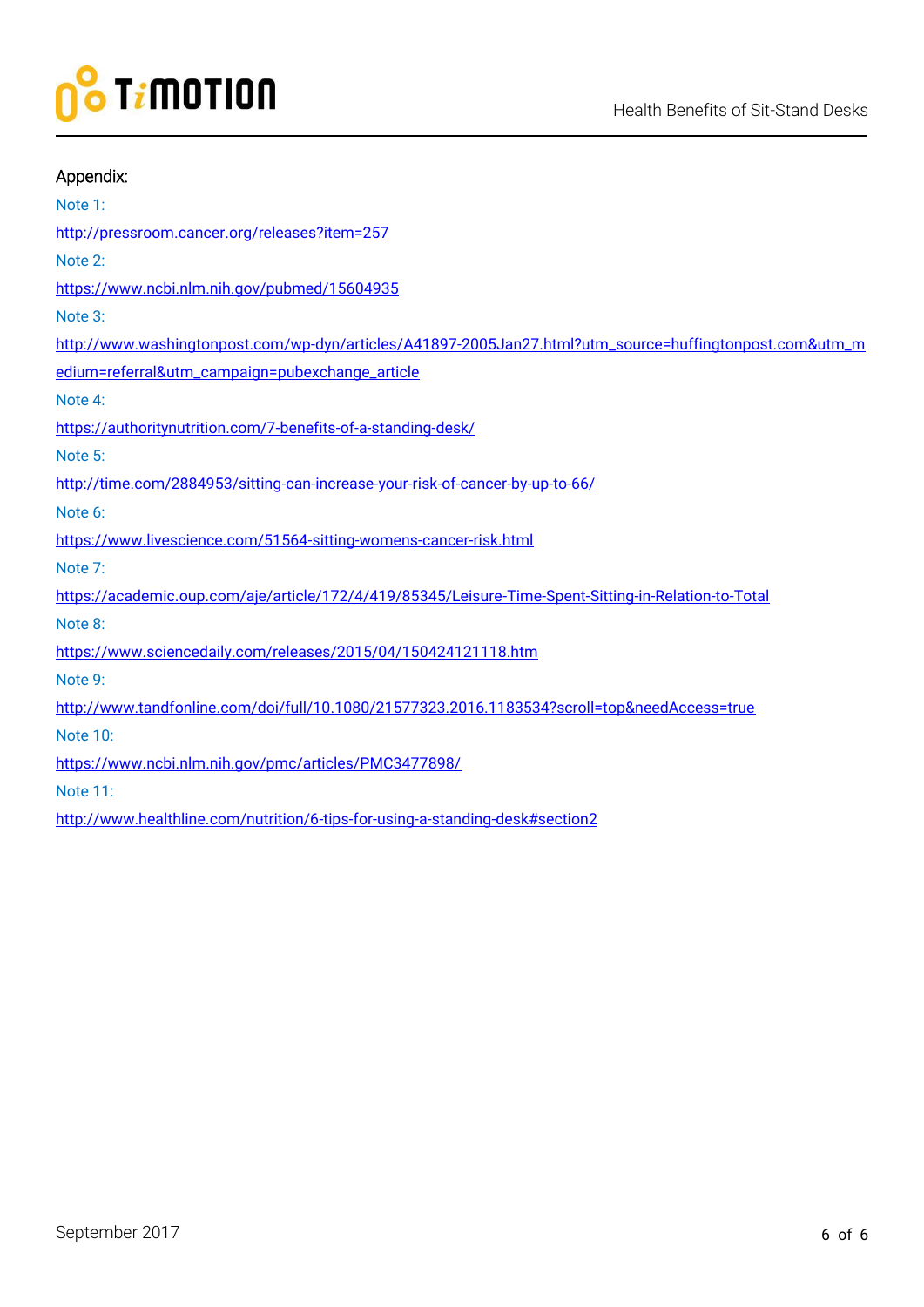Appendix:

Note 1:

http://pressroom.cancer.org/releases?item=257

Note 2:

https://www.ncbi.nlm.nih.gov/pubmed/15604935

Note 3:

http://www.washingtonpost.com/wp-dyn/articles/A41897-2005Jan27.html?utm_source=huffingtonpost.com&utm_medium=referral&utm_campaign=pubexchange_article

Note 4:

https://authoritynutrition.com/7-benefits-of-a-standing-desk/

Note 5:

http://time.com/2884953/sitting-can-increase-your-risk-of-cancer-by-up-to-66/

Note 6:

https://www.livescience.com/51564-sitting-womens-cancer-risk.html

Note 7:

https://academic.oup.com/aje/article/172/4/419/85345/Leisure-Time-Spent-Sitting-in-Relation-to-Total

Note 8:

https://www.sciencedaily.com/releases/2015/04/150424121118.htm

Note 9:

http://www.tandfonline.com/doi/full/10.1080/21577323.2016.1183534?scroll=top&needAccess=true

Note 10:

https://www.ncbi.nlm.nih.gov/pmc/articles/PMC3477898/

Note 11:

http://www.healthline.com/nutrition/6-tips-for-using-a-standing-desk#section2